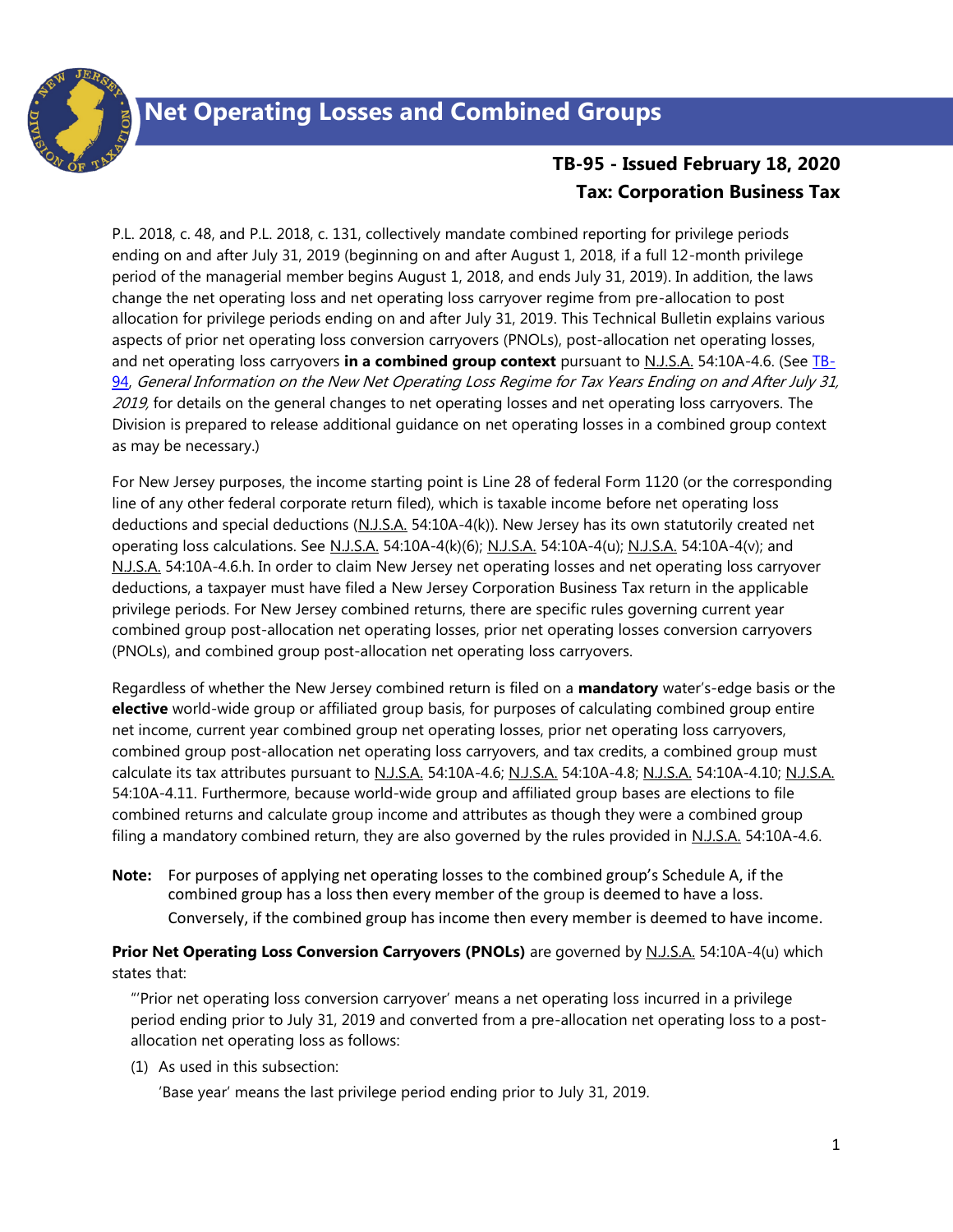# Net Operating Losses and Combined Groups

**TB-95 - Issued February 18, 2020**
**Tax: Corporation Business Tax**

P.L. 2018, c. 48, and P.L. 2018, c. 131, collectively mandate combined reporting for privilege periods ending on and after July 31, 2019 (beginning on and after August 1, 2018, if a full 12-month privilege period of the managerial member begins August 1, 2018, and ends July 31, 2019). In addition, the laws change the net operating loss and net operating loss carryover regime from pre-allocation to post allocation for privilege periods ending on and after July 31, 2019. This Technical Bulletin explains various aspects of prior net operating loss conversion carryovers (PNOLs), post-allocation net operating losses, and net operating loss carryovers **in a combined group context** pursuant to N.J.S.A. 54:10A-4.6. (See TB-94, *General Information on the New Net Operating Loss Regime for Tax Years Ending on and After July 31, 2019,* for details on the general changes to net operating losses and net operating loss carryovers. The Division is prepared to release additional guidance on net operating losses in a combined group context as may be necessary.)

For New Jersey purposes, the income starting point is Line 28 of federal Form 1120 (or the corresponding line of any other federal corporate return filed), which is taxable income before net operating loss deductions and special deductions (N.J.S.A. 54:10A-4(k)). New Jersey has its own statutorily created net operating loss calculations. See N.J.S.A. 54:10A-4(k)(6); N.J.S.A. 54:10A-4(u); N.J.S.A. 54:10A-4(v); and N.J.S.A. 54:10A-4.6.h. In order to claim New Jersey net operating losses and net operating loss carryover deductions, a taxpayer must have filed a New Jersey Corporation Business Tax return in the applicable privilege periods. For New Jersey combined returns, there are specific rules governing current year combined group post-allocation net operating losses, prior net operating losses conversion carryovers (PNOLs), and combined group post-allocation net operating loss carryovers.

Regardless of whether the New Jersey combined return is filed on a **mandatory** water's-edge basis or the **elective** world-wide group or affiliated group basis, for purposes of calculating combined group entire net income, current year combined group net operating losses, prior net operating loss carryovers, combined group post-allocation net operating loss carryovers, and tax credits, a combined group must calculate its tax attributes pursuant to N.J.S.A. 54:10A-4.6; N.J.S.A. 54:10A-4.8; N.J.S.A. 54:10A-4.10; N.J.S.A. 54:10A-4.11. Furthermore, because world-wide group and affiliated group bases are elections to file combined returns and calculate group income and attributes as though they were a combined group filing a mandatory combined return, they are also governed by the rules provided in N.J.S.A. 54:10A-4.6.

**Note:** For purposes of applying net operating losses to the combined group's Schedule A, if the combined group has a loss then every member of the group is deemed to have a loss. Conversely, if the combined group has income then every member is deemed to have income.

**Prior Net Operating Loss Conversion Carryovers (PNOLs)** are governed by N.J.S.A. 54:10A-4(u) which states that:

> "'Prior net operating loss conversion carryover' means a net operating loss incurred in a privilege period ending prior to July 31, 2019 and converted from a pre-allocation net operating loss to a post-allocation net operating loss as follows:
>
> (1) As used in this subsection:
>
> 'Base year' means the last privilege period ending prior to July 31, 2019.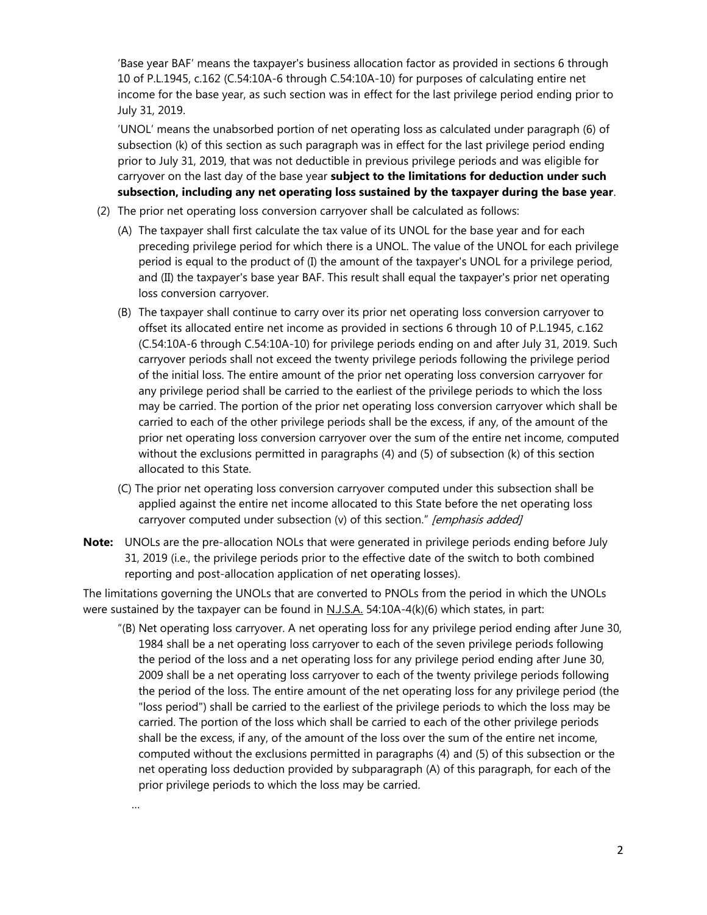'Base year BAF' means the taxpayer's business allocation factor as provided in sections 6 through 10 of P.L.1945, c.162 (C.54:10A-6 through C.54:10A-10) for purposes of calculating entire net income for the base year, as such section was in effect for the last privilege period ending prior to July 31, 2019.

'UNOL' means the unabsorbed portion of net operating loss as calculated under paragraph (6) of subsection (k) of this section as such paragraph was in effect for the last privilege period ending prior to July 31, 2019, that was not deductible in previous privilege periods and was eligible for carryover on the last day of the base year **subject to the limitations for deduction under such subsection, including any net operating loss sustained by the taxpayer during the base year**.

(2) The prior net operating loss conversion carryover shall be calculated as follows:

(A) The taxpayer shall first calculate the tax value of its UNOL for the base year and for each preceding privilege period for which there is a UNOL. The value of the UNOL for each privilege period is equal to the product of (I) the amount of the taxpayer's UNOL for a privilege period, and (II) the taxpayer's base year BAF. This result shall equal the taxpayer's prior net operating loss conversion carryover.

(B) The taxpayer shall continue to carry over its prior net operating loss conversion carryover to offset its allocated entire net income as provided in sections 6 through 10 of P.L.1945, c.162 (C.54:10A-6 through C.54:10A-10) for privilege periods ending on and after July 31, 2019. Such carryover periods shall not exceed the twenty privilege periods following the privilege period of the initial loss. The entire amount of the prior net operating loss conversion carryover for any privilege period shall be carried to the earliest of the privilege periods to which the loss may be carried. The portion of the prior net operating loss conversion carryover which shall be carried to each of the other privilege periods shall be the excess, if any, of the amount of the prior net operating loss conversion carryover over the sum of the entire net income, computed without the exclusions permitted in paragraphs (4) and (5) of subsection (k) of this section allocated to this State.

(C) The prior net operating loss conversion carryover computed under this subsection shall be applied against the entire net income allocated to this State before the net operating loss carryover computed under subsection (v) of this section." *[emphasis added]*

**Note:** UNOLs are the pre-allocation NOLs that were generated in privilege periods ending before July 31, 2019 (i.e., the privilege periods prior to the effective date of the switch to both combined reporting and post-allocation application of net operating losses).

The limitations governing the UNOLs that are converted to PNOLs from the period in which the UNOLs were sustained by the taxpayer can be found in N.J.S.A. 54:10A-4(k)(6) which states, in part:

"(B) Net operating loss carryover. A net operating loss for any privilege period ending after June 30, 1984 shall be a net operating loss carryover to each of the seven privilege periods following the period of the loss and a net operating loss for any privilege period ending after June 30, 2009 shall be a net operating loss carryover to each of the twenty privilege periods following the period of the loss. The entire amount of the net operating loss for any privilege period (the "loss period") shall be carried to the earliest of the privilege periods to which the loss may be carried. The portion of the loss which shall be carried to each of the other privilege periods shall be the excess, if any, of the amount of the loss over the sum of the entire net income, computed without the exclusions permitted in paragraphs (4) and (5) of this subsection or the net operating loss deduction provided by subparagraph (A) of this paragraph, for each of the prior privilege periods to which the loss may be carried.

...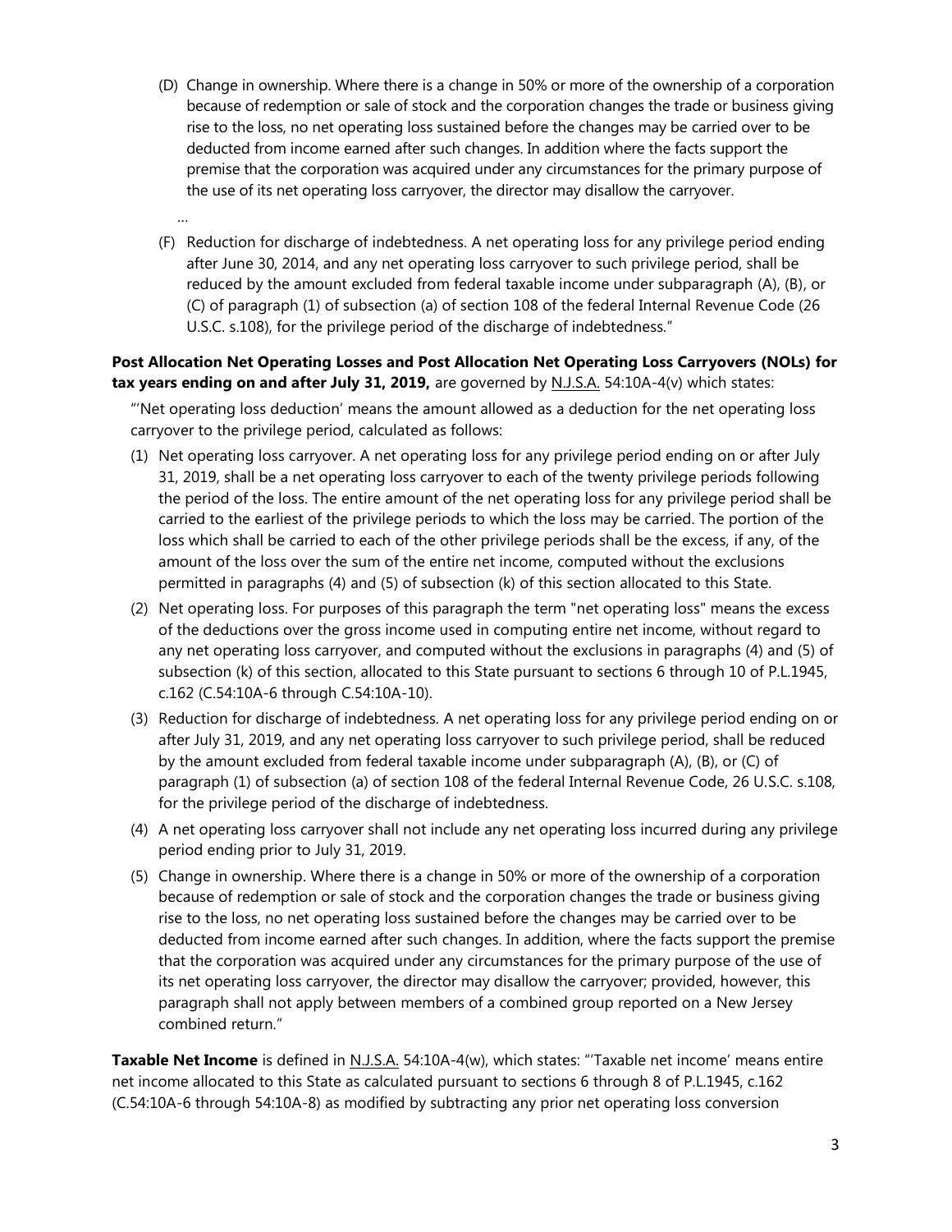(D) Change in ownership. Where there is a change in 50% or more of the ownership of a corporation because of redemption or sale of stock and the corporation changes the trade or business giving rise to the loss, no net operating loss sustained before the changes may be carried over to be deducted from income earned after such changes. In addition where the facts support the premise that the corporation was acquired under any circumstances for the primary purpose of the use of its net operating loss carryover, the director may disallow the carryover.

…

(F) Reduction for discharge of indebtedness. A net operating loss for any privilege period ending after June 30, 2014, and any net operating loss carryover to such privilege period, shall be reduced by the amount excluded from federal taxable income under subparagraph (A), (B), or (C) of paragraph (1) of subsection (a) of section 108 of the federal Internal Revenue Code (26 U.S.C. s.108), for the privilege period of the discharge of indebtedness."

**Post Allocation Net Operating Losses and Post Allocation Net Operating Loss Carryovers (NOLs) for tax years ending on and after July 31, 2019,** are governed by N.J.S.A. 54:10A-4(v) which states:

"'Net operating loss deduction' means the amount allowed as a deduction for the net operating loss carryover to the privilege period, calculated as follows:

(1) Net operating loss carryover. A net operating loss for any privilege period ending on or after July 31, 2019, shall be a net operating loss carryover to each of the twenty privilege periods following the period of the loss. The entire amount of the net operating loss for any privilege period shall be carried to the earliest of the privilege periods to which the loss may be carried. The portion of the loss which shall be carried to each of the other privilege periods shall be the excess, if any, of the amount of the loss over the sum of the entire net income, computed without the exclusions permitted in paragraphs (4) and (5) of subsection (k) of this section allocated to this State.

(2) Net operating loss. For purposes of this paragraph the term "net operating loss" means the excess of the deductions over the gross income used in computing entire net income, without regard to any net operating loss carryover, and computed without the exclusions in paragraphs (4) and (5) of subsection (k) of this section, allocated to this State pursuant to sections 6 through 10 of P.L.1945, c.162 (C.54:10A-6 through C.54:10A-10).

(3) Reduction for discharge of indebtedness. A net operating loss for any privilege period ending on or after July 31, 2019, and any net operating loss carryover to such privilege period, shall be reduced by the amount excluded from federal taxable income under subparagraph (A), (B), or (C) of paragraph (1) of subsection (a) of section 108 of the federal Internal Revenue Code, 26 U.S.C. s.108, for the privilege period of the discharge of indebtedness.

(4) A net operating loss carryover shall not include any net operating loss incurred during any privilege period ending prior to July 31, 2019.

(5) Change in ownership. Where there is a change in 50% or more of the ownership of a corporation because of redemption or sale of stock and the corporation changes the trade or business giving rise to the loss, no net operating loss sustained before the changes may be carried over to be deducted from income earned after such changes. In addition, where the facts support the premise that the corporation was acquired under any circumstances for the primary purpose of the use of its net operating loss carryover, the director may disallow the carryover; provided, however, this paragraph shall not apply between members of a combined group reported on a New Jersey combined return."

**Taxable Net Income** is defined in N.J.S.A. 54:10A-4(w), which states: "'Taxable net income' means entire net income allocated to this State as calculated pursuant to sections 6 through 8 of P.L.1945, c.162 (C.54:10A-6 through 54:10A-8) as modified by subtracting any prior net operating loss conversion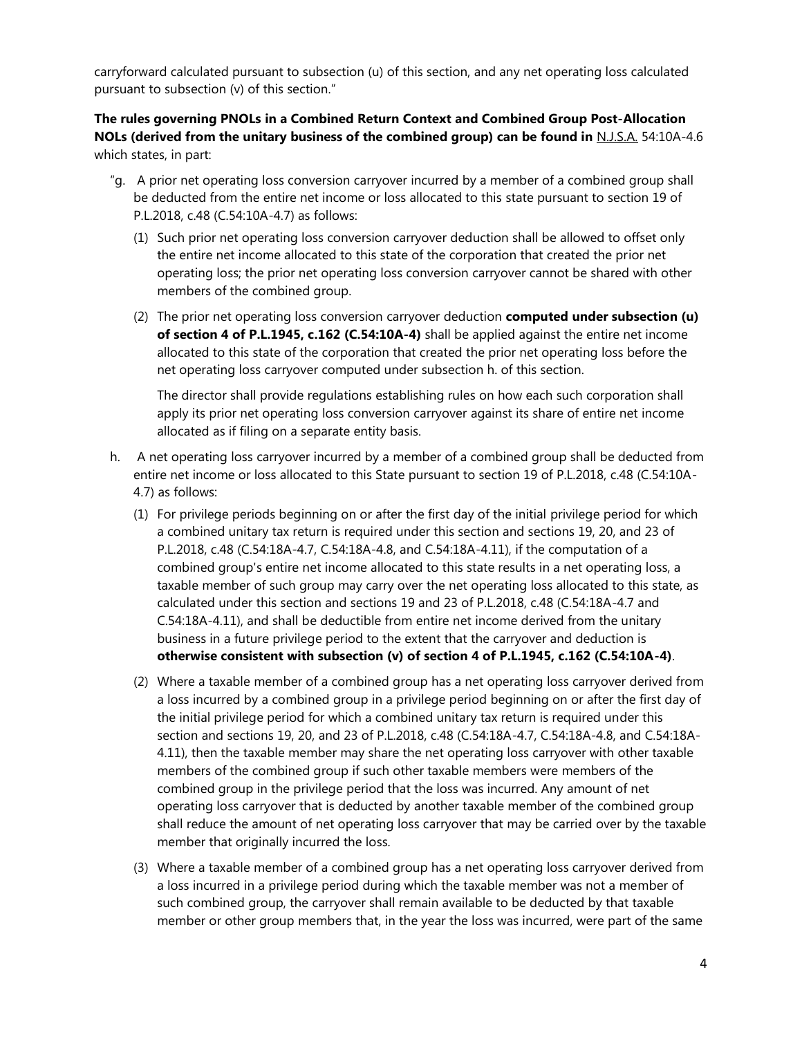carryforward calculated pursuant to subsection (u) of this section, and any net operating loss calculated pursuant to subsection (v) of this section."

**The rules governing PNOLs in a Combined Return Context and Combined Group Post-Allocation NOLs (derived from the unitary business of the combined group) can be found in** N.J.S.A. 54:10A-4.6 which states, in part:

"g. A prior net operating loss conversion carryover incurred by a member of a combined group shall be deducted from the entire net income or loss allocated to this state pursuant to section 19 of P.L.2018, c.48 (C.54:10A-4.7) as follows:

(1) Such prior net operating loss conversion carryover deduction shall be allowed to offset only the entire net income allocated to this state of the corporation that created the prior net operating loss; the prior net operating loss conversion carryover cannot be shared with other members of the combined group.

(2) The prior net operating loss conversion carryover deduction **computed under subsection (u) of section 4 of P.L.1945, c.162 (C.54:10A-4)** shall be applied against the entire net income allocated to this state of the corporation that created the prior net operating loss before the net operating loss carryover computed under subsection h. of this section.

The director shall provide regulations establishing rules on how each such corporation shall apply its prior net operating loss conversion carryover against its share of entire net income allocated as if filing on a separate entity basis.

h. A net operating loss carryover incurred by a member of a combined group shall be deducted from entire net income or loss allocated to this State pursuant to section 19 of P.L.2018, c.48 (C.54:10A-4.7) as follows:

(1) For privilege periods beginning on or after the first day of the initial privilege period for which a combined unitary tax return is required under this section and sections 19, 20, and 23 of P.L.2018, c.48 (C.54:18A-4.7, C.54:18A-4.8, and C.54:18A-4.11), if the computation of a combined group's entire net income allocated to this state results in a net operating loss, a taxable member of such group may carry over the net operating loss allocated to this state, as calculated under this section and sections 19 and 23 of P.L.2018, c.48 (C.54:18A-4.7 and C.54:18A-4.11), and shall be deductible from entire net income derived from the unitary business in a future privilege period to the extent that the carryover and deduction is **otherwise consistent with subsection (v) of section 4 of P.L.1945, c.162 (C.54:10A-4)**.

(2) Where a taxable member of a combined group has a net operating loss carryover derived from a loss incurred by a combined group in a privilege period beginning on or after the first day of the initial privilege period for which a combined unitary tax return is required under this section and sections 19, 20, and 23 of P.L.2018, c.48 (C.54:18A-4.7, C.54:18A-4.8, and C.54:18A-4.11), then the taxable member may share the net operating loss carryover with other taxable members of the combined group if such other taxable members were members of the combined group in the privilege period that the loss was incurred. Any amount of net operating loss carryover that is deducted by another taxable member of the combined group shall reduce the amount of net operating loss carryover that may be carried over by the taxable member that originally incurred the loss.

(3) Where a taxable member of a combined group has a net operating loss carryover derived from a loss incurred in a privilege period during which the taxable member was not a member of such combined group, the carryover shall remain available to be deducted by that taxable member or other group members that, in the year the loss was incurred, were part of the same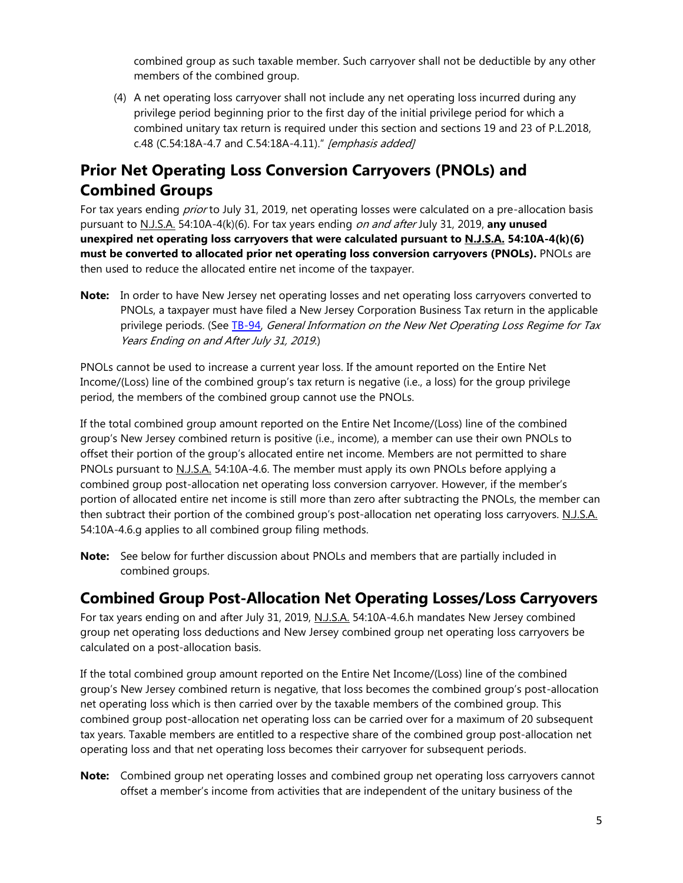combined group as such taxable member. Such carryover shall not be deductible by any other members of the combined group.

(4) A net operating loss carryover shall not include any net operating loss incurred during any privilege period beginning prior to the first day of the initial privilege period for which a combined unitary tax return is required under this section and sections 19 and 23 of P.L.2018, c.48 (C.54:18A-4.7 and C.54:18A-4.11)." *[emphasis added]*

## Prior Net Operating Loss Conversion Carryovers (PNOLs) and Combined Groups

For tax years ending *prior* to July 31, 2019, net operating losses were calculated on a pre-allocation basis pursuant to N.J.S.A. 54:10A-4(k)(6). For tax years ending *on and after* July 31, 2019, **any unused unexpired net operating loss carryovers that were calculated pursuant to N.J.S.A. 54:10A-4(k)(6) must be converted to allocated prior net operating loss conversion carryovers (PNOLs).** PNOLs are then used to reduce the allocated entire net income of the taxpayer.

**Note:** In order to have New Jersey net operating losses and net operating loss carryovers converted to PNOLs, a taxpayer must have filed a New Jersey Corporation Business Tax return in the applicable privilege periods. (See TB-94, *General Information on the New Net Operating Loss Regime for Tax Years Ending on and After July 31, 2019*.)

PNOLs cannot be used to increase a current year loss. If the amount reported on the Entire Net Income/(Loss) line of the combined group's tax return is negative (i.e., a loss) for the group privilege period, the members of the combined group cannot use the PNOLs.

If the total combined group amount reported on the Entire Net Income/(Loss) line of the combined group's New Jersey combined return is positive (i.e., income), a member can use their own PNOLs to offset their portion of the group's allocated entire net income. Members are not permitted to share PNOLs pursuant to N.J.S.A. 54:10A-4.6. The member must apply its own PNOLs before applying a combined group post-allocation net operating loss conversion carryover. However, if the member's portion of allocated entire net income is still more than zero after subtracting the PNOLs, the member can then subtract their portion of the combined group's post-allocation net operating loss carryovers. N.J.S.A. 54:10A-4.6.g applies to all combined group filing methods.

**Note:** See below for further discussion about PNOLs and members that are partially included in combined groups.

## Combined Group Post-Allocation Net Operating Losses/Loss Carryovers

For tax years ending on and after July 31, 2019, N.J.S.A. 54:10A-4.6.h mandates New Jersey combined group net operating loss deductions and New Jersey combined group net operating loss carryovers be calculated on a post-allocation basis.

If the total combined group amount reported on the Entire Net Income/(Loss) line of the combined group's New Jersey combined return is negative, that loss becomes the combined group's post-allocation net operating loss which is then carried over by the taxable members of the combined group. This combined group post-allocation net operating loss can be carried over for a maximum of 20 subsequent tax years. Taxable members are entitled to a respective share of the combined group post-allocation net operating loss and that net operating loss becomes their carryover for subsequent periods.

**Note:** Combined group net operating losses and combined group net operating loss carryovers cannot offset a member's income from activities that are independent of the unitary business of the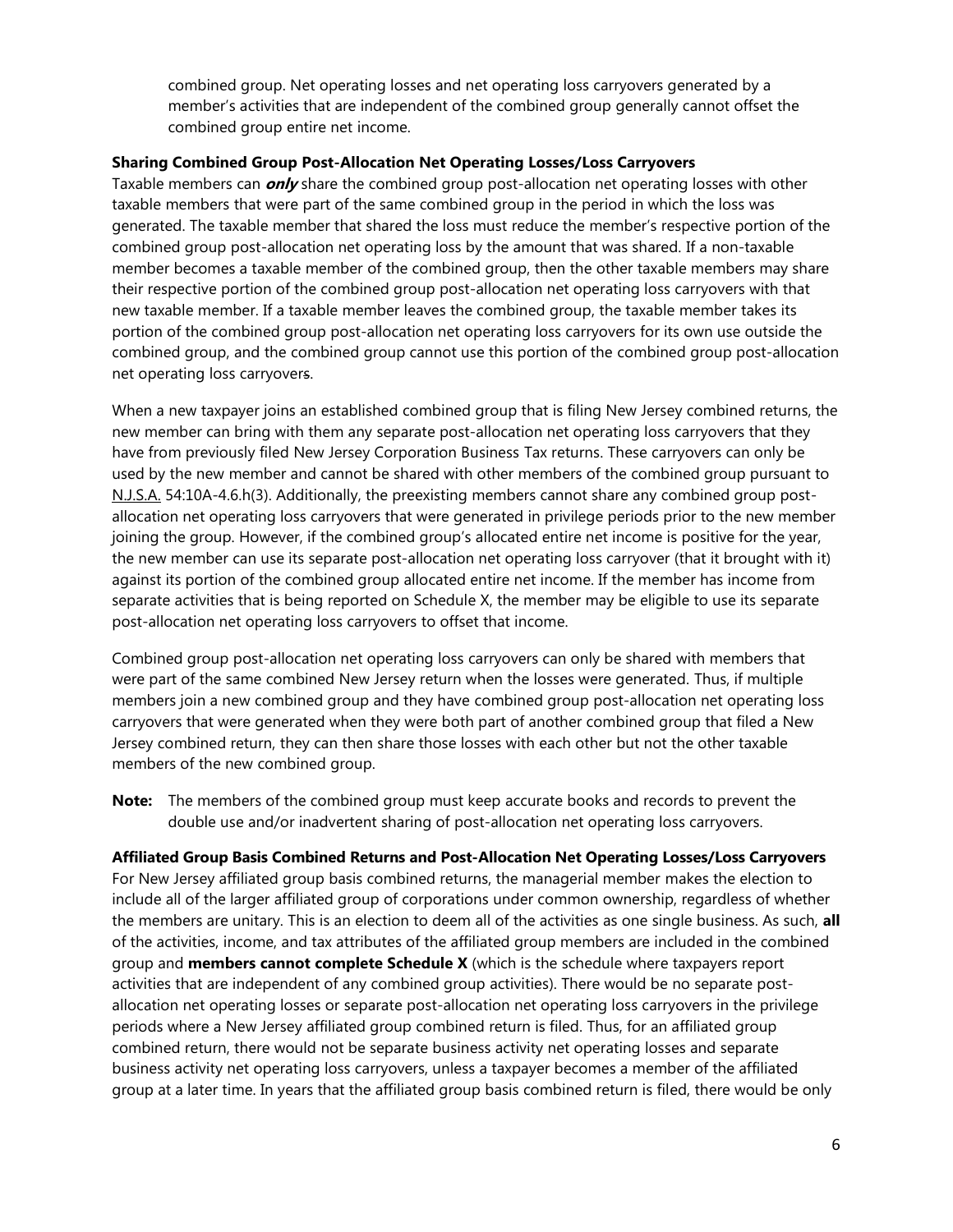combined group. Net operating losses and net operating loss carryovers generated by a member's activities that are independent of the combined group generally cannot offset the combined group entire net income.

**Sharing Combined Group Post-Allocation Net Operating Losses/Loss Carryovers**

Taxable members can ***only*** share the combined group post-allocation net operating losses with other taxable members that were part of the same combined group in the period in which the loss was generated. The taxable member that shared the loss must reduce the member's respective portion of the combined group post-allocation net operating loss by the amount that was shared. If a non-taxable member becomes a taxable member of the combined group, then the other taxable members may share their respective portion of the combined group post-allocation net operating loss carryovers with that new taxable member. If a taxable member leaves the combined group, the taxable member takes its portion of the combined group post-allocation net operating loss carryovers for its own use outside the combined group, and the combined group cannot use this portion of the combined group post-allocation net operating loss carryovers.

When a new taxpayer joins an established combined group that is filing New Jersey combined returns, the new member can bring with them any separate post-allocation net operating loss carryovers that they have from previously filed New Jersey Corporation Business Tax returns. These carryovers can only be used by the new member and cannot be shared with other members of the combined group pursuant to N.J.S.A. 54:10A-4.6.h(3). Additionally, the preexisting members cannot share any combined group post-allocation net operating loss carryovers that were generated in privilege periods prior to the new member joining the group. However, if the combined group's allocated entire net income is positive for the year, the new member can use its separate post-allocation net operating loss carryover (that it brought with it) against its portion of the combined group allocated entire net income. If the member has income from separate activities that is being reported on Schedule X, the member may be eligible to use its separate post-allocation net operating loss carryovers to offset that income.

Combined group post-allocation net operating loss carryovers can only be shared with members that were part of the same combined New Jersey return when the losses were generated. Thus, if multiple members join a new combined group and they have combined group post-allocation net operating loss carryovers that were generated when they were both part of another combined group that filed a New Jersey combined return, they can then share those losses with each other but not the other taxable members of the new combined group.

**Note:** The members of the combined group must keep accurate books and records to prevent the double use and/or inadvertent sharing of post-allocation net operating loss carryovers.

**Affiliated Group Basis Combined Returns and Post-Allocation Net Operating Losses/Loss Carryovers**

For New Jersey affiliated group basis combined returns, the managerial member makes the election to include all of the larger affiliated group of corporations under common ownership, regardless of whether the members are unitary. This is an election to deem all of the activities as one single business. As such, **all** of the activities, income, and tax attributes of the affiliated group members are included in the combined group and **members cannot complete Schedule X** (which is the schedule where taxpayers report activities that are independent of any combined group activities). There would be no separate post-allocation net operating losses or separate post-allocation net operating loss carryovers in the privilege periods where a New Jersey affiliated group combined return is filed. Thus, for an affiliated group combined return, there would not be separate business activity net operating losses and separate business activity net operating loss carryovers, unless a taxpayer becomes a member of the affiliated group at a later time. In years that the affiliated group basis combined return is filed, there would be only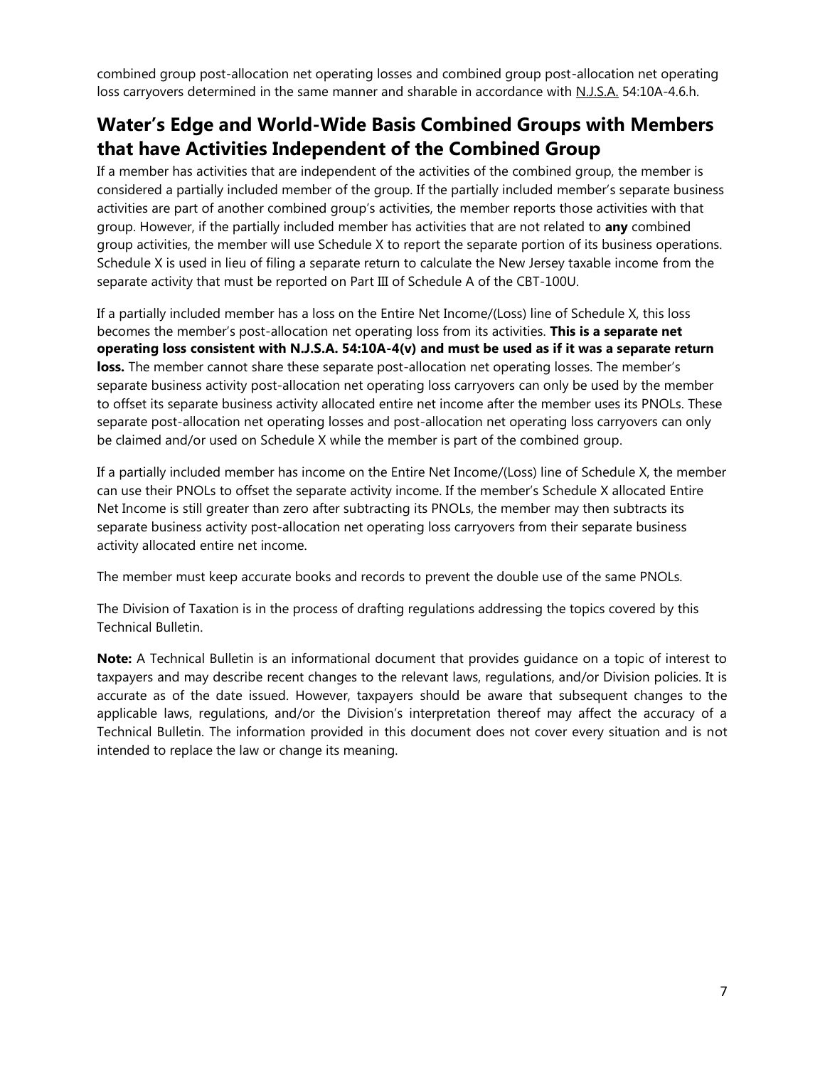combined group post-allocation net operating losses and combined group post-allocation net operating loss carryovers determined in the same manner and sharable in accordance with N.J.S.A. 54:10A-4.6.h.

## Water's Edge and World-Wide Basis Combined Groups with Members that have Activities Independent of the Combined Group

If a member has activities that are independent of the activities of the combined group, the member is considered a partially included member of the group. If the partially included member's separate business activities are part of another combined group's activities, the member reports those activities with that group. However, if the partially included member has activities that are not related to **any** combined group activities, the member will use Schedule X to report the separate portion of its business operations. Schedule X is used in lieu of filing a separate return to calculate the New Jersey taxable income from the separate activity that must be reported on Part III of Schedule A of the CBT-100U.

If a partially included member has a loss on the Entire Net Income/(Loss) line of Schedule X, this loss becomes the member's post-allocation net operating loss from its activities. **This is a separate net operating loss consistent with N.J.S.A. 54:10A-4(v) and must be used as if it was a separate return loss.** The member cannot share these separate post-allocation net operating losses. The member's separate business activity post-allocation net operating loss carryovers can only be used by the member to offset its separate business activity allocated entire net income after the member uses its PNOLs. These separate post-allocation net operating losses and post-allocation net operating loss carryovers can only be claimed and/or used on Schedule X while the member is part of the combined group.

If a partially included member has income on the Entire Net Income/(Loss) line of Schedule X, the member can use their PNOLs to offset the separate activity income. If the member's Schedule X allocated Entire Net Income is still greater than zero after subtracting its PNOLs, the member may then subtracts its separate business activity post-allocation net operating loss carryovers from their separate business activity allocated entire net income.

The member must keep accurate books and records to prevent the double use of the same PNOLs.

The Division of Taxation is in the process of drafting regulations addressing the topics covered by this Technical Bulletin.

**Note:** A Technical Bulletin is an informational document that provides guidance on a topic of interest to taxpayers and may describe recent changes to the relevant laws, regulations, and/or Division policies. It is accurate as of the date issued. However, taxpayers should be aware that subsequent changes to the applicable laws, regulations, and/or the Division's interpretation thereof may affect the accuracy of a Technical Bulletin. The information provided in this document does not cover every situation and is not intended to replace the law or change its meaning.